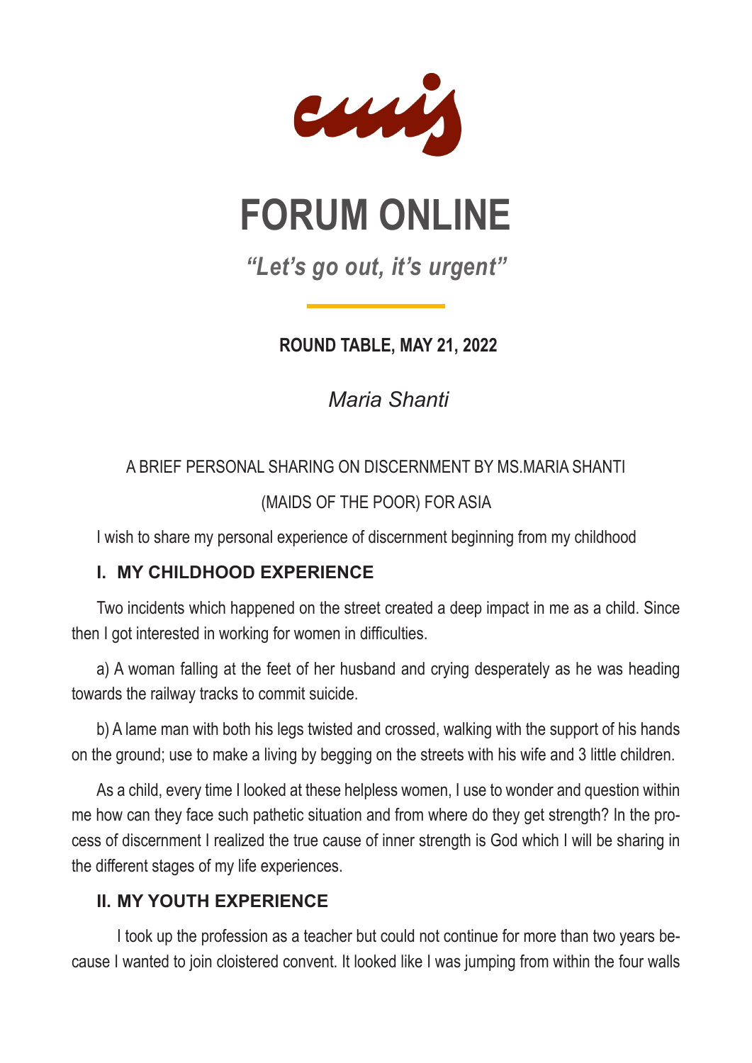cuis

# FORUM ONLINE

*"Let's go out, it's urgent"*

**ROUND TABLE, MAY 21, 2022**

*Maria Shanti*

A BRIEF PERSONAL SHARING ON DISCERNMENT BY MS.MARIA SHANTI

(MAIDS OF THE POOR) FOR ASIA

I wish to share my personal experience of discernment beginning from my childhood

## I. MY CHILDHOOD EXPERIENCE

Two incidents which happened on the street created a deep impact in me as a child. Since then I got interested in working for women in difficulties.

a) A woman falling at the feet of her husband and crying desperately as he was heading towards the railway tracks to commit suicide.

b) A lame man with both his legs twisted and crossed, walking with the support of his hands on the ground; use to make a living by begging on the streets with his wife and 3 little children.

As a child, every time I looked at these helpless women, I use to wonder and question within me how can they face such pathetic situation and from where do they get strength? In the process of discernment I realized the true cause of inner strength is God which I will be sharing in the different stages of my life experiences.

## II. MY YOUTH EXPERIENCE

I took up the profession as a teacher but could not continue for more than two years because I wanted to join cloistered convent. It looked like I was jumping from within the four walls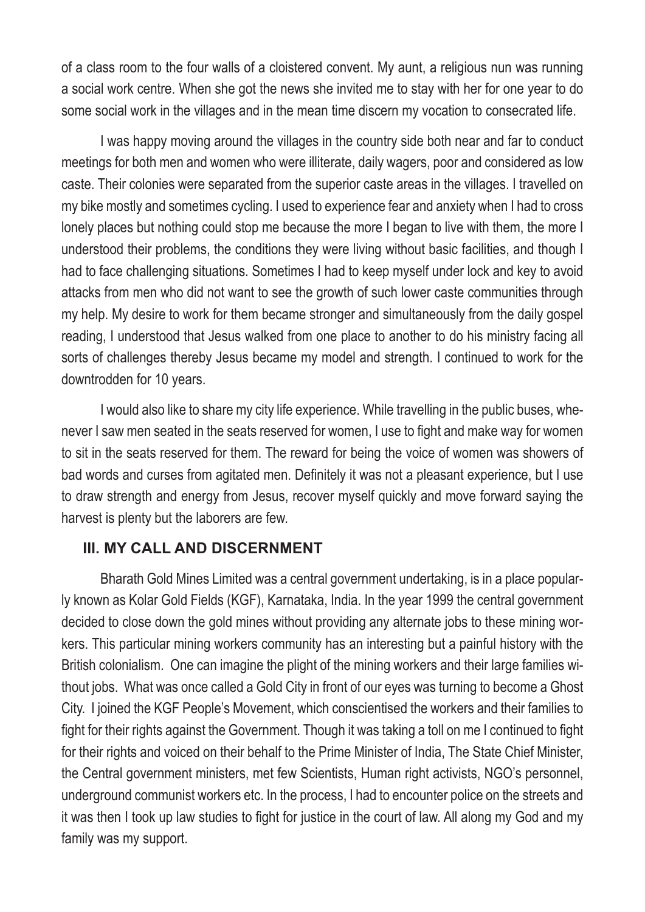of a class room to the four walls of a cloistered convent. My aunt, a religious nun was running a social work centre. When she got the news she invited me to stay with her for one year to do some social work in the villages and in the mean time discern my vocation to consecrated life.

I was happy moving around the villages in the country side both near and far to conduct meetings for both men and women who were illiterate, daily wagers, poor and considered as low caste. Their colonies were separated from the superior caste areas in the villages. I travelled on my bike mostly and sometimes cycling. I used to experience fear and anxiety when I had to cross lonely places but nothing could stop me because the more I began to live with them, the more I understood their problems, the conditions they were living without basic facilities, and though I had to face challenging situations. Sometimes I had to keep myself under lock and key to avoid attacks from men who did not want to see the growth of such lower caste communities through my help. My desire to work for them became stronger and simultaneously from the daily gospel reading, I understood that Jesus walked from one place to another to do his ministry facing all sorts of challenges thereby Jesus became my model and strength. I continued to work for the downtrodden for 10 years.

I would also like to share my city life experience. While travelling in the public buses, whenever I saw men seated in the seats reserved for women, I use to fight and make way for women to sit in the seats reserved for them. The reward for being the voice of women was showers of bad words and curses from agitated men. Definitely it was not a pleasant experience, but I use to draw strength and energy from Jesus, recover myself quickly and move forward saying the harvest is plenty but the laborers are few.

## III. MY CALL AND DISCERNMENT

Bharath Gold Mines Limited was a central government undertaking, is in a place popularly known as Kolar Gold Fields (KGF), Karnataka, India. In the year 1999 the central government decided to close down the gold mines without providing any alternate jobs to these mining workers. This particular mining workers community has an interesting but a painful history with the British colonialism. One can imagine the plight of the mining workers and their large families without jobs. What was once called a Gold City in front of our eyes was turning to become a Ghost City. I joined the KGF People's Movement, which conscientised the workers and their families to fight for their rights against the Government. Though it was taking a toll on me I continued to fight for their rights and voiced on their behalf to the Prime Minister of India, The State Chief Minister, the Central government ministers, met few Scientists, Human right activists, NGO's personnel, underground communist workers etc. In the process, I had to encounter police on the streets and it was then I took up law studies to fight for justice in the court of law. All along my God and my family was my support.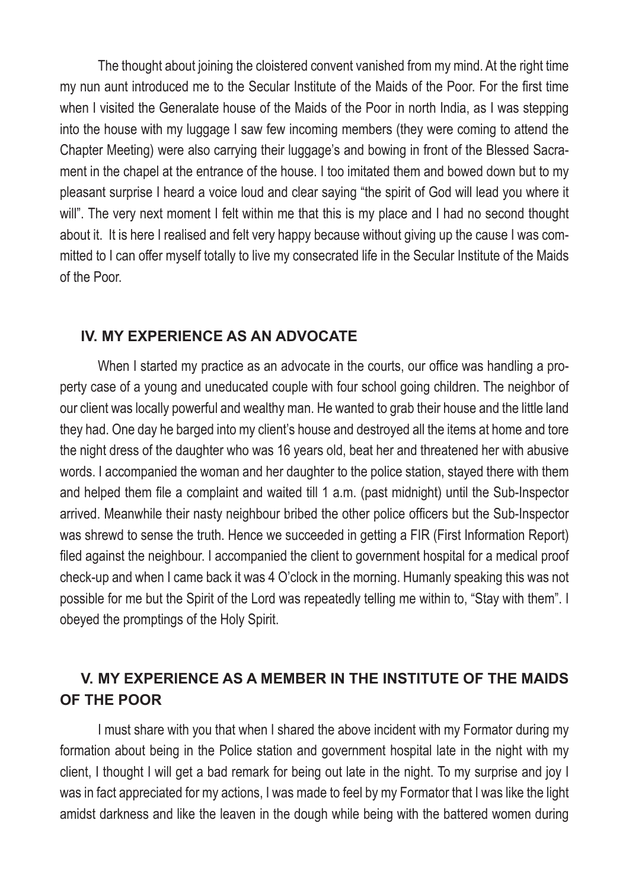The thought about joining the cloistered convent vanished from my mind. At the right time my nun aunt introduced me to the Secular Institute of the Maids of the Poor. For the first time when I visited the Generalate house of the Maids of the Poor in north India, as I was stepping into the house with my luggage I saw few incoming members (they were coming to attend the Chapter Meeting) were also carrying their luggage's and bowing in front of the Blessed Sacrament in the chapel at the entrance of the house. I too imitated them and bowed down but to my pleasant surprise I heard a voice loud and clear saying "the spirit of God will lead you where it will". The very next moment I felt within me that this is my place and I had no second thought about it. It is here I realised and felt very happy because without giving up the cause I was committed to I can offer myself totally to live my consecrated life in the Secular Institute of the Maids of the Poor.

## IV. MY EXPERIENCE AS AN ADVOCATE

When I started my practice as an advocate in the courts, our office was handling a property case of a young and uneducated couple with four school going children. The neighbor of our client was locally powerful and wealthy man. He wanted to grab their house and the little land they had. One day he barged into my client's house and destroyed all the items at home and tore the night dress of the daughter who was 16 years old, beat her and threatened her with abusive words. I accompanied the woman and her daughter to the police station, stayed there with them and helped them file a complaint and waited till 1 a.m. (past midnight) until the Sub-Inspector arrived. Meanwhile their nasty neighbour bribed the other police officers but the Sub-Inspector was shrewd to sense the truth. Hence we succeeded in getting a FIR (First Information Report) filed against the neighbour. I accompanied the client to government hospital for a medical proof check-up and when I came back it was 4 O'clock in the morning. Humanly speaking this was not possible for me but the Spirit of the Lord was repeatedly telling me within to, "Stay with them". I obeyed the promptings of the Holy Spirit.

## V. MY EXPERIENCE AS A MEMBER IN THE INSTITUTE OF THE MAIDS OF THE POOR

I must share with you that when I shared the above incident with my Formator during my formation about being in the Police station and government hospital late in the night with my client, I thought I will get a bad remark for being out late in the night. To my surprise and joy I was in fact appreciated for my actions, I was made to feel by my Formator that I was like the light amidst darkness and like the leaven in the dough while being with the battered women during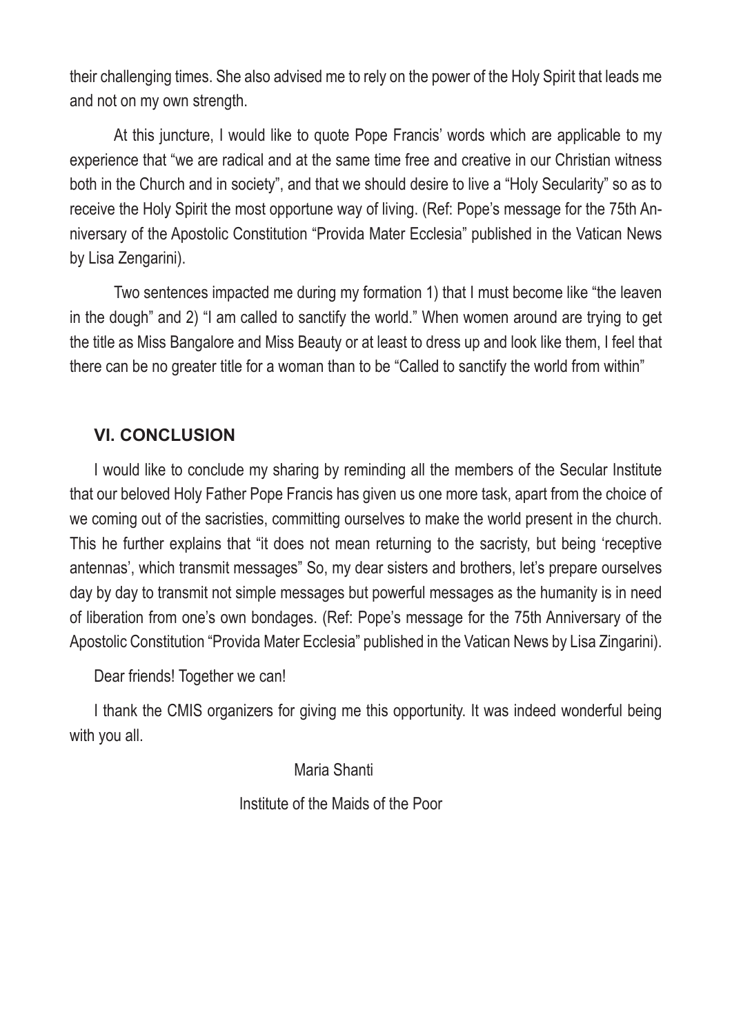their challenging times. She also advised me to rely on the power of the Holy Spirit that leads me and not on my own strength.

At this juncture, I would like to quote Pope Francis' words which are applicable to my experience that "we are radical and at the same time free and creative in our Christian witness both in the Church and in society", and that we should desire to live a "Holy Secularity" so as to receive the Holy Spirit the most opportune way of living. (Ref: Pope's message for the 75th Anniversary of the Apostolic Constitution "Provida Mater Ecclesia" published in the Vatican News by Lisa Zengarini).

Two sentences impacted me during my formation 1) that I must become like "the leaven in the dough" and 2) "I am called to sanctify the world." When women around are trying to get the title as Miss Bangalore and Miss Beauty or at least to dress up and look like them, I feel that there can be no greater title for a woman than to be "Called to sanctify the world from within"

## VI. CONCLUSION

I would like to conclude my sharing by reminding all the members of the Secular Institute that our beloved Holy Father Pope Francis has given us one more task, apart from the choice of we coming out of the sacristies, committing ourselves to make the world present in the church. This he further explains that "it does not mean returning to the sacristy, but being 'receptive antennas', which transmit messages" So, my dear sisters and brothers, let's prepare ourselves day by day to transmit not simple messages but powerful messages as the humanity is in need of liberation from one's own bondages. (Ref: Pope's message for the 75th Anniversary of the Apostolic Constitution "Provida Mater Ecclesia" published in the Vatican News by Lisa Zingarini).

Dear friends! Together we can!

I thank the CMIS organizers for giving me this opportunity. It was indeed wonderful being with you all.

Maria Shanti

Institute of the Maids of the Poor